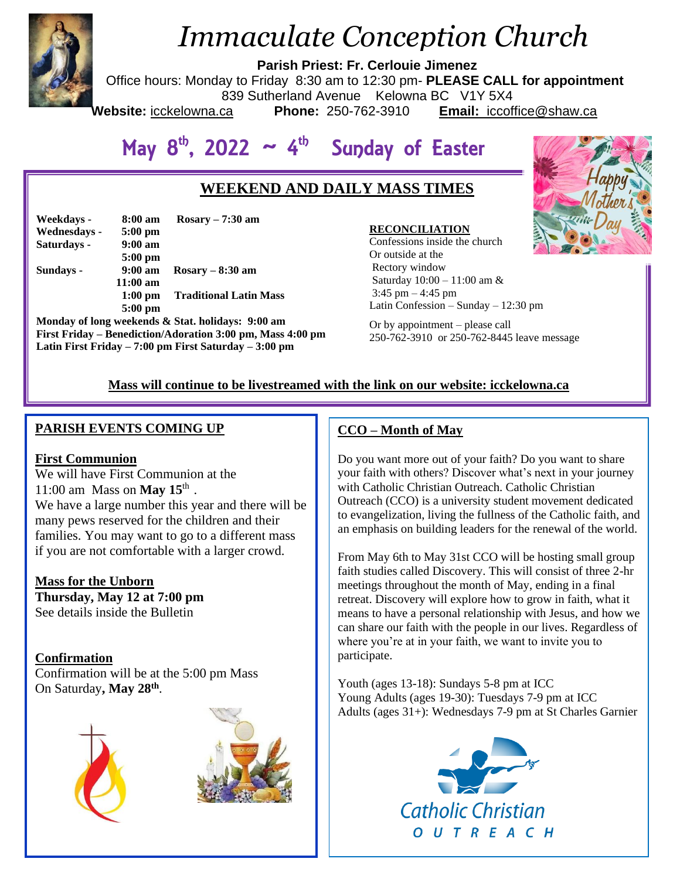# *Immaculate Conception Church*

**Parish Priest: Fr. Cerlouie Jimenez**

Office hours: Monday to Friday 8:30 am to 12:30 pm- **PLEASE CALL for appointment**

839 Sutherland Avenue Kelowna BC V1Y 5X4

**Website:** icckelowna.ca **Phone:** 250-762-3910 **Email:** iccoffice@shaw.ca

## May 8th, 2022 ~ 4th Sunday of Easter

### WEEKEND AND DAILY MASS TIMES

| | | |
|---|---|---|
| **Weekdays -** | **8:00 am** | **Rosary – 7:30 am** |
| **Wednesdays -** | **5:00 pm** | |
| **Saturdays -** | **9:00 am** | |
| | **5:00 pm** | |
| **Sundays -** | **9:00 am** | **Rosary – 8:30 am** |
| | **11:00 am** | |
| | **1:00 pm** | **Traditional Latin Mass** |
| | **5:00 pm** | |

**Monday of long weekends & Stat. holidays: 9:00 am**
**First Friday – Benediction/Adoration 3:00 pm, Mass 4:00 pm**
**Latin First Friday – 7:00 pm First Saturday – 3:00 pm**

**RECONCILIATION**
Confessions inside the church
Or outside at the
Rectory window
Saturday 10:00 – 11:00 am &
3:45 pm – 4:45 pm
Latin Confession – Sunday – 12:30 pm

Or by appointment – please call
250-762-3910 or 250-762-8445 leave message

**Mass will continue to be livestreamed with the link on our website: icckelowna.ca**

### PARISH EVENTS COMING UP

**First Communion**
We will have First Communion at the 11:00 am Mass on **May 15th** .
We have a large number this year and there will be many pews reserved for the children and their families. You may want to go to a different mass if you are not comfortable with a larger crowd.

**Mass for the Unborn**
**Thursday, May 12 at 7:00 pm**
See details inside the Bulletin

**Confirmation**
Confirmation will be at the 5:00 pm Mass
On Saturday**, May 28th**.

### CCO – Month of May

Do you want more out of your faith? Do you want to share your faith with others? Discover what's next in your journey with Catholic Christian Outreach. Catholic Christian Outreach (CCO) is a university student movement dedicated to evangelization, living the fullness of the Catholic faith, and an emphasis on building leaders for the renewal of the world.

From May 6th to May 31st CCO will be hosting small group faith studies called Discovery. This will consist of three 2-hr meetings throughout the month of May, ending in a final retreat. Discovery will explore how to grow in faith, what it means to have a personal relationship with Jesus, and how we can share our faith with the people in our lives. Regardless of where you're at in your faith, we want to invite you to participate.

Youth (ages 13-18): Sundays 5-8 pm at ICC
Young Adults (ages 19-30): Tuesdays 7-9 pm at ICC
Adults (ages 31+): Wednesdays 7-9 pm at St Charles Garnier

Catholic Christian OUTREACH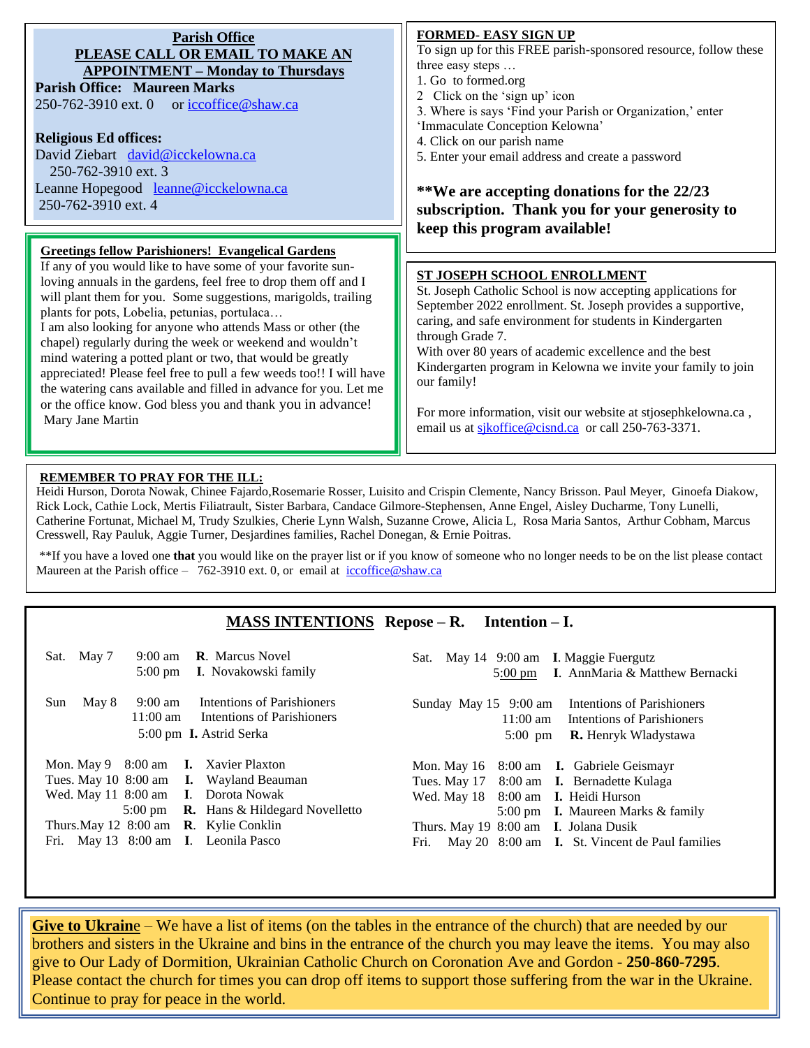## Parish Office

**PLEASE CALL OR EMAIL TO MAKE AN APPOINTMENT – Monday to Thursdays**

**Parish Office: Maureen Marks**
250-762-3910 ext. 0 or iccoffice@shaw.ca

**Religious Ed offices:**
David Ziebart david@icckelowna.ca
250-762-3910 ext. 3
Leanne Hopegood leanne@icckelowna.ca
250-762-3910 ext. 4

### Greetings fellow Parishioners! Evangelical Gardens

If any of you would like to have some of your favorite sun-loving annuals in the gardens, feel free to drop them off and I will plant them for you. Some suggestions, marigolds, trailing plants for pots, Lobelia, petunias, portulaca…
I am also looking for anyone who attends Mass or other (the chapel) regularly during the week or weekend and wouldn't mind watering a potted plant or two, that would be greatly appreciated! Please feel free to pull a few weeds too!! I will have the watering cans available and filled in advance for you. Let me or the office know. God bless you and thank you in advance!
Mary Jane Martin

### FORMED- EASY SIGN UP

To sign up for this FREE parish-sponsored resource, follow these three easy steps …
1. Go to formed.org
2 Click on the 'sign up' icon
3. Where is says 'Find your Parish or Organization,' enter 'Immaculate Conception Kelowna'
4. Click on our parish name
5. Enter your email address and create a password

**\*\*We are accepting donations for the 22/23 subscription. Thank you for your generosity to keep this program available!**

### ST JOSEPH SCHOOL ENROLLMENT

St. Joseph Catholic School is now accepting applications for September 2022 enrollment. St. Joseph provides a supportive, caring, and safe environment for students in Kindergarten through Grade 7.
With over 80 years of academic excellence and the best Kindergarten program in Kelowna we invite your family to join our family!

For more information, visit our website at stjosephkelowna.ca , email us at sjkoffice@cisnd.ca or call 250-763-3371.

### REMEMBER TO PRAY FOR THE ILL:

Heidi Hurson, Dorota Nowak, Chinee Fajardo,Rosemarie Rosser, Luisito and Crispin Clemente, Nancy Brisson. Paul Meyer, Ginoefa Diakow, Rick Lock, Cathie Lock, Mertis Filiatrault, Sister Barbara, Candace Gilmore-Stephensen, Anne Engel, Aisley Ducharme, Tony Lunelli, Catherine Fortunat, Michael M, Trudy Szulkies, Cherie Lynn Walsh, Suzanne Crowe, Alicia L, Rosa Maria Santos, Arthur Cobham, Marcus Cresswell, Ray Pauluk, Aggie Turner, Desjardines families, Rachel Donegan, & Ernie Poitras.

\*\*If you have a loved one **that** you would like on the prayer list or if you know of someone who no longer needs to be on the list please contact Maureen at the Parish office – 762-3910 ext. 0, or email at iccoffice@shaw.ca

## MASS INTENTIONS Repose – R. Intention – I.

| Day | Time | Intention |
|---|---|---|
| Sat. May 7 | 9:00 am | **R.** Marcus Novel |
| | 5:00 pm | **I.** Novakowski family |
| Sun May 8 | 9:00 am | Intentions of Parishioners |
| | 11:00 am | Intentions of Parishioners |
| | 5:00 pm | **I.** Astrid Serka |
| Mon. May 9 | 8:00 am | **I.** Xavier Plaxton |
| Tues. May 10 | 8:00 am | **I.** Wayland Beauman |
| Wed. May 11 | 8:00 am | **I.** Dorota Nowak |
| | 5:00 pm | **R.** Hans & Hildegard Novelletto |
| Thurs. May 12 | 8:00 am | **R.** Kylie Conklin |
| Fri. May 13 | 8:00 am | **I.** Leonila Pasco |
| Sat. May 14 | 9:00 am | **I.** Maggie Fuergutz |
| | 5:00 pm | **I.** AnnMaria & Matthew Bernacki |
| Sunday May 15 | 9:00 am | Intentions of Parishioners |
| | 11:00 am | Intentions of Parishioners |
| | 5:00 pm | **R.** Henryk Wladystawa |
| Mon. May 16 | 8:00 am | **I.** Gabriele Geismayr |
| Tues. May 17 | 8:00 am | **I.** Bernadette Kulaga |
| Wed. May 18 | 8:00 am | **I.** Heidi Hurson |
| | 5:00 pm | **I.** Maureen Marks & family |
| Thurs. May 19 | 8:00 am | **I.** Jolana Dusik |
| Fri. May 20 | 8:00 am | **I.** St. Vincent de Paul families |

**Give to Ukraine** – We have a list of items (on the tables in the entrance of the church) that are needed by our brothers and sisters in the Ukraine and bins in the entrance of the church you may leave the items. You may also give to Our Lady of Dormition, Ukrainian Catholic Church on Coronation Ave and Gordon - **250-860-7295**. Please contact the church for times you can drop off items to support those suffering from the war in the Ukraine. Continue to pray for peace in the world.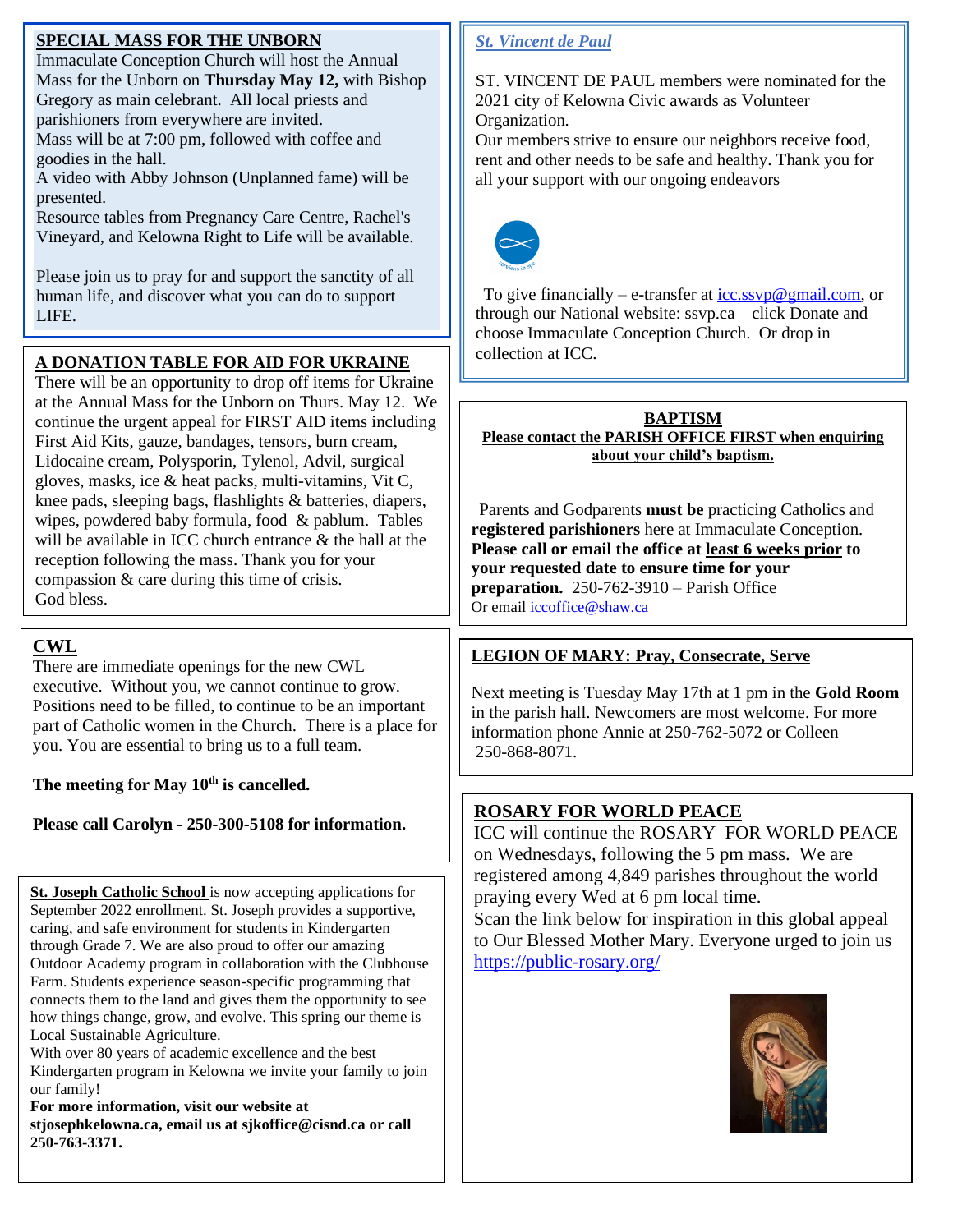## SPECIAL MASS FOR THE UNBORN

Immaculate Conception Church will host the Annual Mass for the Unborn on **Thursday May 12,** with Bishop Gregory as main celebrant. All local priests and parishioners from everywhere are invited.
Mass will be at 7:00 pm, followed with coffee and goodies in the hall.
A video with Abby Johnson (Unplanned fame) will be presented.
Resource tables from Pregnancy Care Centre, Rachel's Vineyard, and Kelowna Right to Life will be available.

Please join us to pray for and support the sanctity of all human life, and discover what you can do to support LIFE.

## A DONATION TABLE FOR AID FOR UKRAINE

There will be an opportunity to drop off items for Ukraine at the Annual Mass for the Unborn on Thurs. May 12. We continue the urgent appeal for FIRST AID items including First Aid Kits, gauze, bandages, tensors, burn cream, Lidocaine cream, Polysporin, Tylenol, Advil, surgical gloves, masks, ice & heat packs, multi-vitamins, Vit C, knee pads, sleeping bags, flashlights & batteries, diapers, wipes, powdered baby formula, food & pablum. Tables will be available in ICC church entrance & the hall at the reception following the mass. Thank you for your compassion & care during this time of crisis.
God bless.

## CWL

There are immediate openings for the new CWL executive. Without you, we cannot continue to grow. Positions need to be filled, to continue to be an important part of Catholic women in the Church. There is a place for you. You are essential to bring us to a full team.

**The meeting for May 10th is cancelled.**

**Please call Carolyn - 250-300-5108 for information.**

**St. Joseph Catholic School** is now accepting applications for September 2022 enrollment. St. Joseph provides a supportive, caring, and safe environment for students in Kindergarten through Grade 7. We are also proud to offer our amazing Outdoor Academy program in collaboration with the Clubhouse Farm. Students experience season-specific programming that connects them to the land and gives them the opportunity to see how things change, grow, and evolve. This spring our theme is Local Sustainable Agriculture.
With over 80 years of academic excellence and the best Kindergarten program in Kelowna we invite your family to join our family!
**For more information, visit our website at stjosephkelowna.ca, email us at sjkoffice@cisnd.ca or call 250-763-3371.**

## *St. Vincent de Paul*

ST. VINCENT DE PAUL members were nominated for the 2021 city of Kelowna Civic awards as Volunteer Organization.
Our members strive to ensure our neighbors receive food, rent and other needs to be safe and healthy. Thank you for all your support with our ongoing endeavors

To give financially – e-transfer at icc.ssvp@gmail.com, or through our National website: ssvp.ca click Donate and choose Immaculate Conception Church. Or drop in collection at ICC.

## BAPTISM

**Please contact the PARISH OFFICE FIRST when enquiring about your child's baptism.**

Parents and Godparents **must be** practicing Catholics and **registered parishioners** here at Immaculate Conception. **Please call or email the office at least 6 weeks prior to your requested date to ensure time for your preparation.** 250-762-3910 – Parish Office
Or email iccoffice@shaw.ca

## LEGION OF MARY: Pray, Consecrate, Serve

Next meeting is Tuesday May 17th at 1 pm in the **Gold Room** in the parish hall. Newcomers are most welcome. For more information phone Annie at 250-762-5072 or Colleen 250-868-8071.

## ROSARY FOR WORLD PEACE

ICC will continue the ROSARY FOR WORLD PEACE on Wednesdays, following the 5 pm mass. We are registered among 4,849 parishes throughout the world praying every Wed at 6 pm local time.
Scan the link below for inspiration in this global appeal to Our Blessed Mother Mary. Everyone urged to join us
https://public-rosary.org/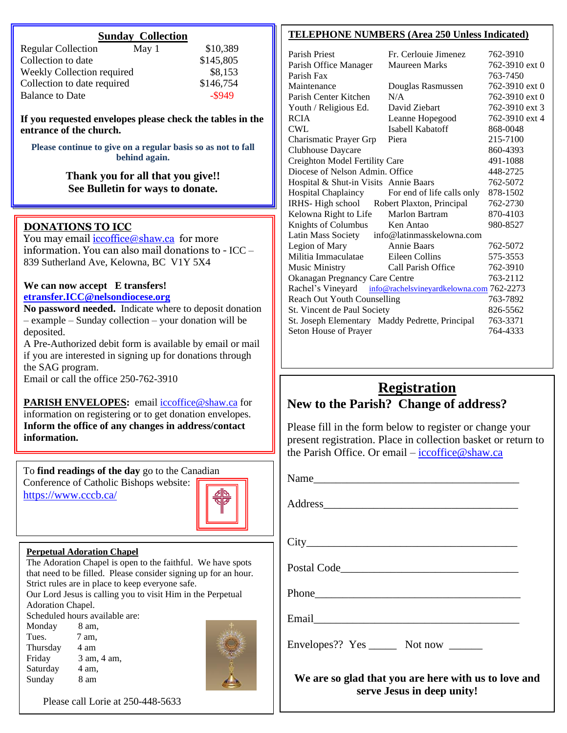## Sunday Collection

| | | |
|---|---|---|
| Regular Collection | May 1 | $10,389 |
| Collection to date | | $145,805 |
| Weekly Collection required | | $8,153 |
| Collection to date required | | $146,754 |
| Balance to Date | | -$949 |

**If you requested envelopes please check the tables in the entrance of the church.**

**Please continue to give on a regular basis so as not to fall behind again.**

**Thank you for all that you give!!**
**See Bulletin for ways to donate.**

## DONATIONS TO ICC

You may email iccoffice@shaw.ca for more information. You can also mail donations to - ICC – 839 Sutherland Ave, Kelowna, BC V1Y 5X4

**We can now accept E transfers!**
**etransfer.ICC@nelsondiocese.org**
**No password needed.** Indicate where to deposit donation – example – Sunday collection – your donation will be deposited.
A Pre-Authorized debit form is available by email or mail if you are interested in signing up for donations through the SAG program.
Email or call the office 250-762-3910

**PARISH ENVELOPES:** email iccoffice@shaw.ca for information on registering or to get donation envelopes. **Inform the office of any changes in address/contact information.**

To **find readings of the day** go to the Canadian Conference of Catholic Bishops website: https://www.cccb.ca/

### Perpetual Adoration Chapel

The Adoration Chapel is open to the faithful. We have spots that need to be filled. Please consider signing up for an hour. Strict rules are in place to keep everyone safe.
Our Lord Jesus is calling you to visit Him in the Perpetual Adoration Chapel.
Scheduled hours available are:

| | |
|---|---|
| Monday | 8 am, |
| Tues. | 7 am, |
| Thursday | 4 am |
| Friday | 3 am, 4 am, |
| Saturday | 4 am, |
| Sunday | 8 am |

Please call Lorie at 250-448-5633

## TELEPHONE NUMBERS (Area 250 Unless Indicated)

| | | |
|---|---|---|
| Parish Priest | Fr. Cerlouie Jimenez | 762-3910 |
| Parish Office Manager | Maureen Marks | 762-3910 ext 0 |
| Parish Fax | | 763-7450 |
| Maintenance | Douglas Rasmussen | 762-3910 ext 0 |
| Parish Center Kitchen | N/A | 762-3910 ext 0 |
| Youth / Religious Ed. | David Ziebart | 762-3910 ext 3 |
| RCIA | Leanne Hopegood | 762-3910 ext 4 |
| CWL | Isabell Kabatoff | 868-0048 |
| Charismatic Prayer Grp | Piera | 215-7100 |
| Clubhouse Daycare | | 860-4393 |
| Creighton Model Fertility Care | | 491-1088 |
| Diocese of Nelson Admin. Office | | 448-2725 |
| Hospital & Shut-in Visits | Annie Baars | 762-5072 |
| Hospital Chaplaincy | For end of life calls only | 878-1502 |
| IRHS- High school | Robert Plaxton, Principal | 762-2730 |
| Kelowna Right to Life | Marlon Bartram | 870-4103 |
| Knights of Columbus | Ken Antao | 980-8527 |
| Latin Mass Society | info@latinmasskelowna.com | |
| Legion of Mary | Annie Baars | 762-5072 |
| Militia Immaculatae | Eileen Collins | 575-3553 |
| Music Ministry | Call Parish Office | 762-3910 |
| Okanagan Pregnancy Care Centre | | 763-2112 |
| Rachel's Vineyard | info@rachelsvineyardkelowna.com | 762-2273 |
| Reach Out Youth Counselling | | 763-7892 |
| St. Vincent de Paul Society | | 826-5562 |
| St. Joseph Elementary | Maddy Pedrette, Principal | 763-3371 |
| Seton House of Prayer | | 764-4333 |

## Registration

### New to the Parish? Change of address?

Please fill in the form below to register or change your present registration. Place in collection basket or return to the Parish Office. Or email – iccoffice@shaw.ca

Name_____________________________________

Address___________________________________

City______________________________________

Postal Code________________________________

Phone_____________________________________

Email_____________________________________

Envelopes?? Yes _____ Not now ______

**We are so glad that you are here with us to love and serve Jesus in deep unity!**